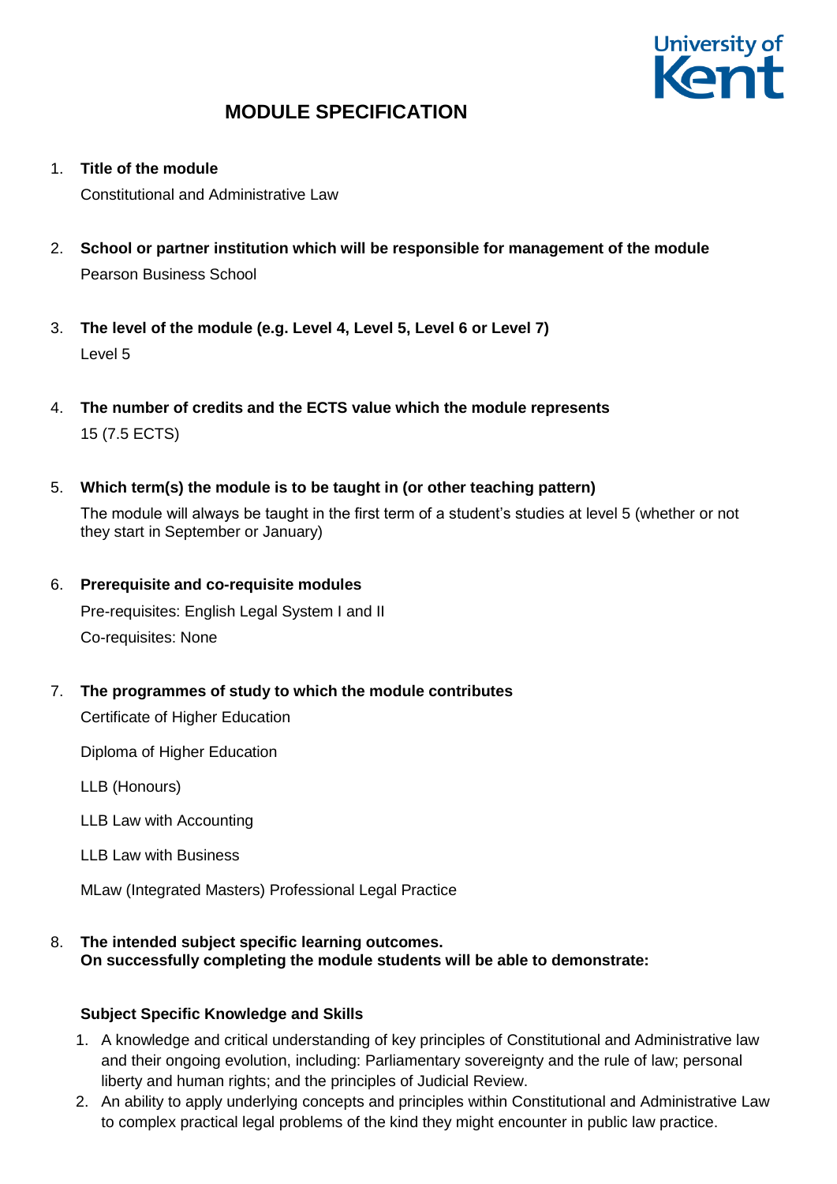# MODULE SPECIFICATION

1. **Title of the module**

   Constitutional and Administrative Law

2. **School or partner institution which will be responsible for management of the module**

   Pearson Business School

3. **The level of the module (e.g. Level 4, Level 5, Level 6 or Level 7)**

   Level 5

4. **The number of credits and the ECTS value which the module represents**

   15 (7.5 ECTS)

5. **Which term(s) the module is to be taught in (or other teaching pattern)**

   The module will always be taught in the first term of a student's studies at level 5 (whether or not they start in September or January)

6. **Prerequisite and co-requisite modules**

   Pre-requisites: English Legal System I and II

   Co-requisites: None

7. **The programmes of study to which the module contributes**

   Certificate of Higher Education

   Diploma of Higher Education

   LLB (Honours)

   LLB Law with Accounting

   LLB Law with Business

   MLaw (Integrated Masters) Professional Legal Practice

8. **The intended subject specific learning outcomes.**
   **On successfully completing the module students will be able to demonstrate:**

   **Subject Specific Knowledge and Skills**

   1. A knowledge and critical understanding of key principles of Constitutional and Administrative law and their ongoing evolution, including: Parliamentary sovereignty and the rule of law; personal liberty and human rights; and the principles of Judicial Review.
   2. An ability to apply underlying concepts and principles within Constitutional and Administrative Law to complex practical legal problems of the kind they might encounter in public law practice.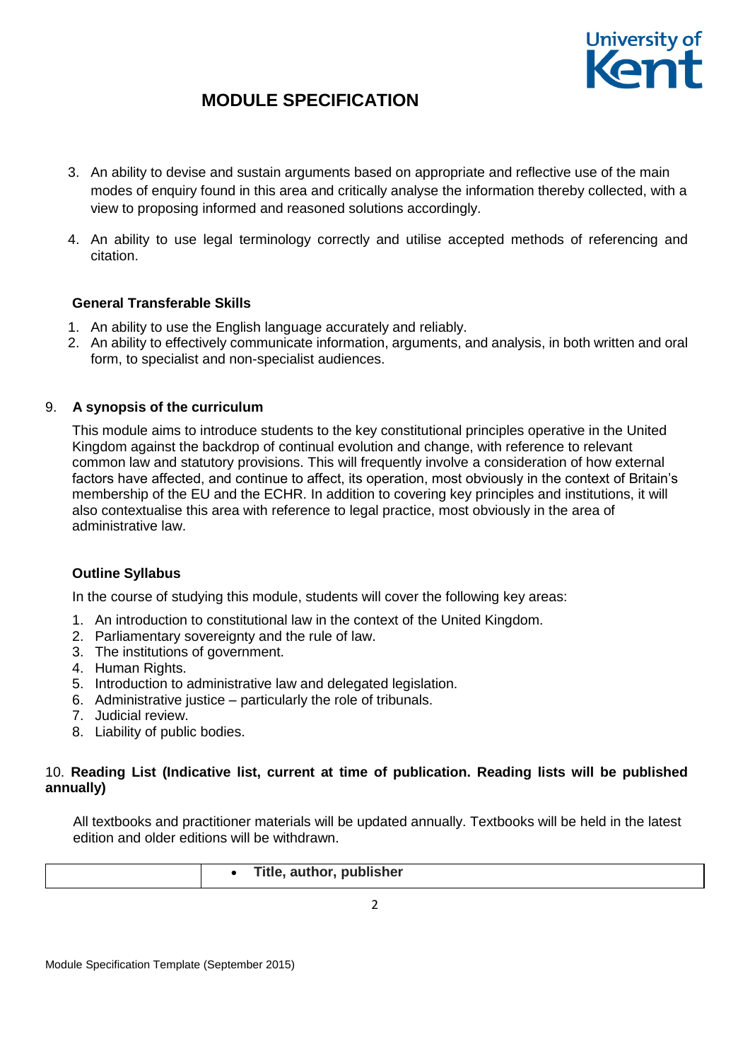3. An ability to devise and sustain arguments based on appropriate and reflective use of the main modes of enquiry found in this area and critically analyse the information thereby collected, with a view to proposing informed and reasoned solutions accordingly.

4. An ability to use legal terminology correctly and utilise accepted methods of referencing and citation.

**General Transferable Skills**

1. An ability to use the English language accurately and reliably.
2. An ability to effectively communicate information, arguments, and analysis, in both written and oral form, to specialist and non-specialist audiences.

## 9. A synopsis of the curriculum

This module aims to introduce students to the key constitutional principles operative in the United Kingdom against the backdrop of continual evolution and change, with reference to relevant common law and statutory provisions. This will frequently involve a consideration of how external factors have affected, and continue to affect, its operation, most obviously in the context of Britain's membership of the EU and the ECHR. In addition to covering key principles and institutions, it will also contextualise this area with reference to legal practice, most obviously in the area of administrative law.

**Outline Syllabus**

In the course of studying this module, students will cover the following key areas:

1. An introduction to constitutional law in the context of the United Kingdom.
2. Parliamentary sovereignty and the rule of law.
3. The institutions of government.
4. Human Rights.
5. Introduction to administrative law and delegated legislation.
6. Administrative justice – particularly the role of tribunals.
7. Judicial review.
8. Liability of public bodies.

## 10. Reading List (Indicative list, current at time of publication. Reading lists will be published annually)

All textbooks and practitioner materials will be updated annually. Textbooks will be held in the latest edition and older editions will be withdrawn.

| | • **Title, author, publisher** |
|---|---|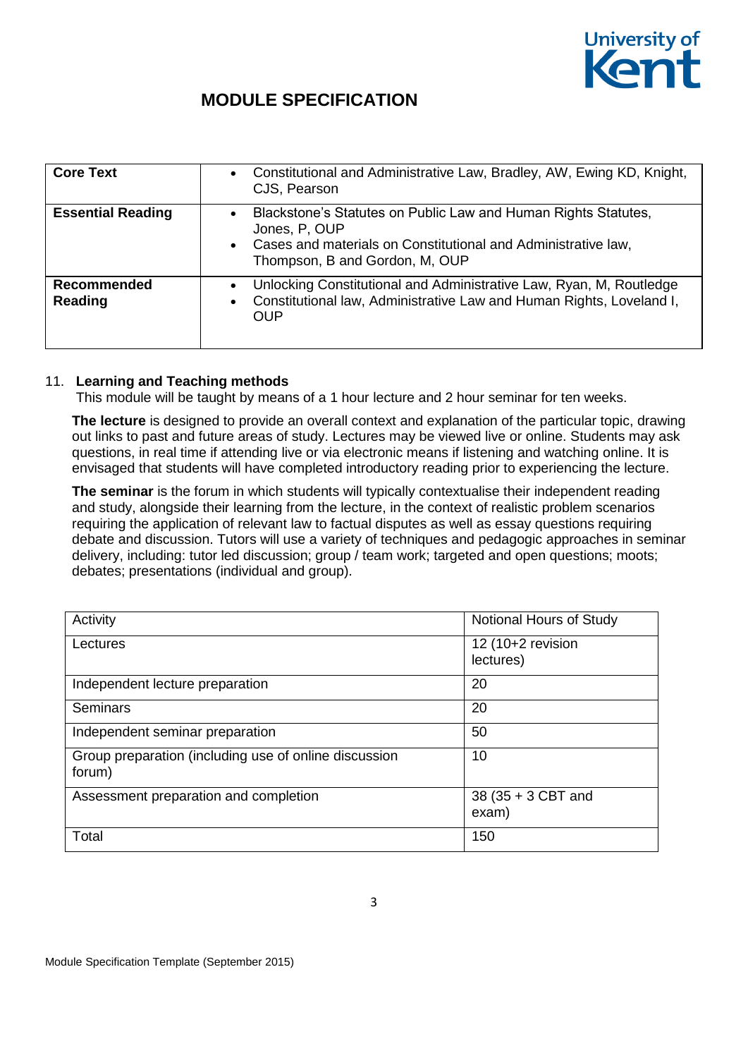| **Core Text** | • Constitutional and Administrative Law, Bradley, AW, Ewing KD, Knight, CJS, Pearson |
|---|---|
| **Essential Reading** | • Blackstone's Statutes on Public Law and Human Rights Statutes, Jones, P, OUP<br>• Cases and materials on Constitutional and Administrative law, Thompson, B and Gordon, M, OUP |
| **Recommended Reading** | • Unlocking Constitutional and Administrative Law, Ryan, M, Routledge<br>• Constitutional law, Administrative Law and Human Rights, Loveland I, OUP |

11. **Learning and Teaching methods**

This module will be taught by means of a 1 hour lecture and 2 hour seminar for ten weeks.

**The lecture** is designed to provide an overall context and explanation of the particular topic, drawing out links to past and future areas of study. Lectures may be viewed live or online. Students may ask questions, in real time if attending live or via electronic means if listening and watching online. It is envisaged that students will have completed introductory reading prior to experiencing the lecture.

**The seminar** is the forum in which students will typically contextualise their independent reading and study, alongside their learning from the lecture, in the context of realistic problem scenarios requiring the application of relevant law to factual disputes as well as essay questions requiring debate and discussion. Tutors will use a variety of techniques and pedagogic approaches in seminar delivery, including: tutor led discussion; group / team work; targeted and open questions; moots; debates; presentations (individual and group).

| Activity | Notional Hours of Study |
|---|---|
| Lectures | 12 (10+2 revision lectures) |
| Independent lecture preparation | 20 |
| Seminars | 20 |
| Independent seminar preparation | 50 |
| Group preparation (including use of online discussion forum) | 10 |
| Assessment preparation and completion | 38 (35 + 3 CBT and exam) |
| Total | 150 |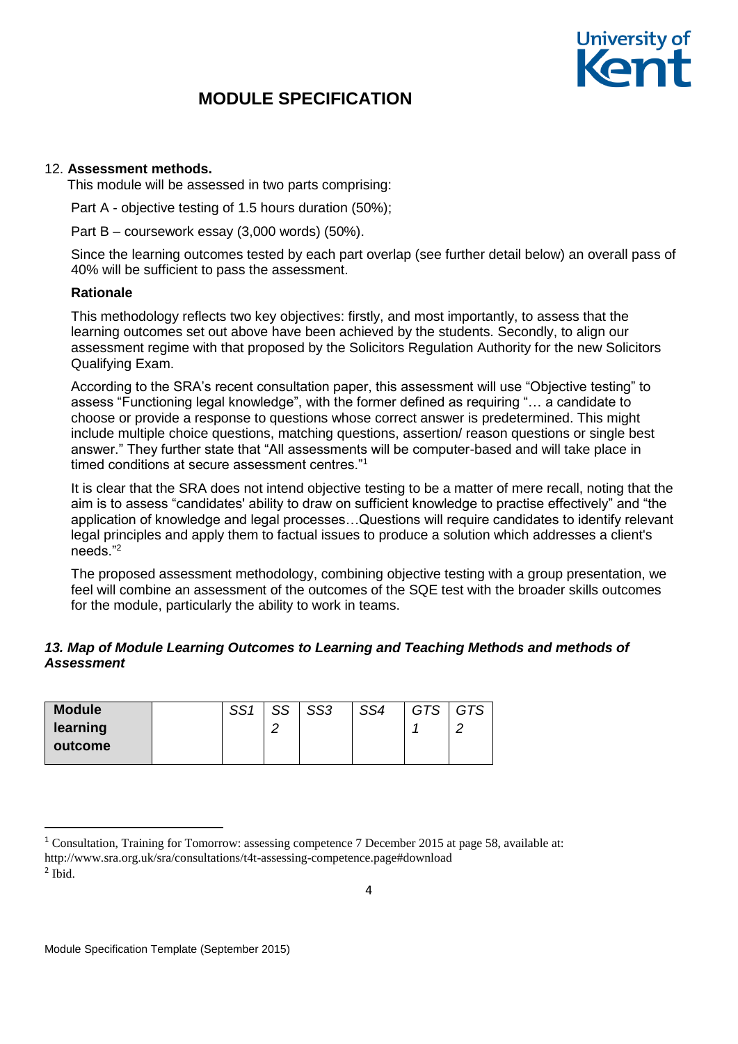12. **Assessment methods.**

This module will be assessed in two parts comprising:

Part A - objective testing of 1.5 hours duration (50%);

Part B – coursework essay (3,000 words) (50%).

Since the learning outcomes tested by each part overlap (see further detail below) an overall pass of 40% will be sufficient to pass the assessment.

**Rationale**

This methodology reflects two key objectives: firstly, and most importantly, to assess that the learning outcomes set out above have been achieved by the students. Secondly, to align our assessment regime with that proposed by the Solicitors Regulation Authority for the new Solicitors Qualifying Exam.

According to the SRA's recent consultation paper, this assessment will use "Objective testing" to assess "Functioning legal knowledge", with the former defined as requiring "… a candidate to choose or provide a response to questions whose correct answer is predetermined. This might include multiple choice questions, matching questions, assertion/ reason questions or single best answer." They further state that "All assessments will be computer-based and will take place in timed conditions at secure assessment centres."[1]

It is clear that the SRA does not intend objective testing to be a matter of mere recall, noting that the aim is to assess "candidates' ability to draw on sufficient knowledge to practise effectively" and "the application of knowledge and legal processes…Questions will require candidates to identify relevant legal principles and apply them to factual issues to produce a solution which addresses a client's needs."[2]

The proposed assessment methodology, combining objective testing with a group presentation, we feel will combine an assessment of the outcomes of the SQE test with the broader skills outcomes for the module, particularly the ability to work in teams.

***13. Map of Module Learning Outcomes to Learning and Teaching Methods and methods of Assessment***

| **Module learning outcome** | | *SS1* | *SS 2* | *SS3* | *SS4* | *GTS 1* | *GTS 2* |
|---|---|---|---|---|---|---|---|

[1] Consultation, Training for Tomorrow: assessing competence 7 December 2015 at page 58, available at: http://www.sra.org.uk/sra/consultations/t4t-assessing-competence.page#download

[2] Ibid.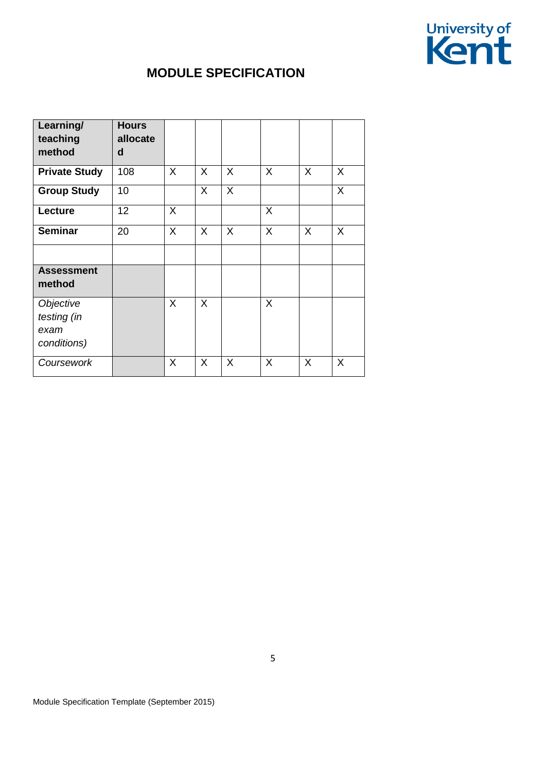# MODULE SPECIFICATION

| **Learning/ teaching method** | **Hours allocated** | | | | | | |
|---|---|---|---|---|---|---|---|
| **Private Study** | 108 | X | X | X | X | X | X |
| **Group Study** | 10 | | X | X | | | X |
| **Lecture** | 12 | X | | | X | | |
| **Seminar** | 20 | X | X | X | X | X | X |
| | | | | | | | |
| **Assessment method** | | | | | | | |
| *Objective testing (in exam conditions)* | | X | X | | X | | |
| *Coursework* | | X | X | X | X | X | X |

Module Specification Template (September 2015)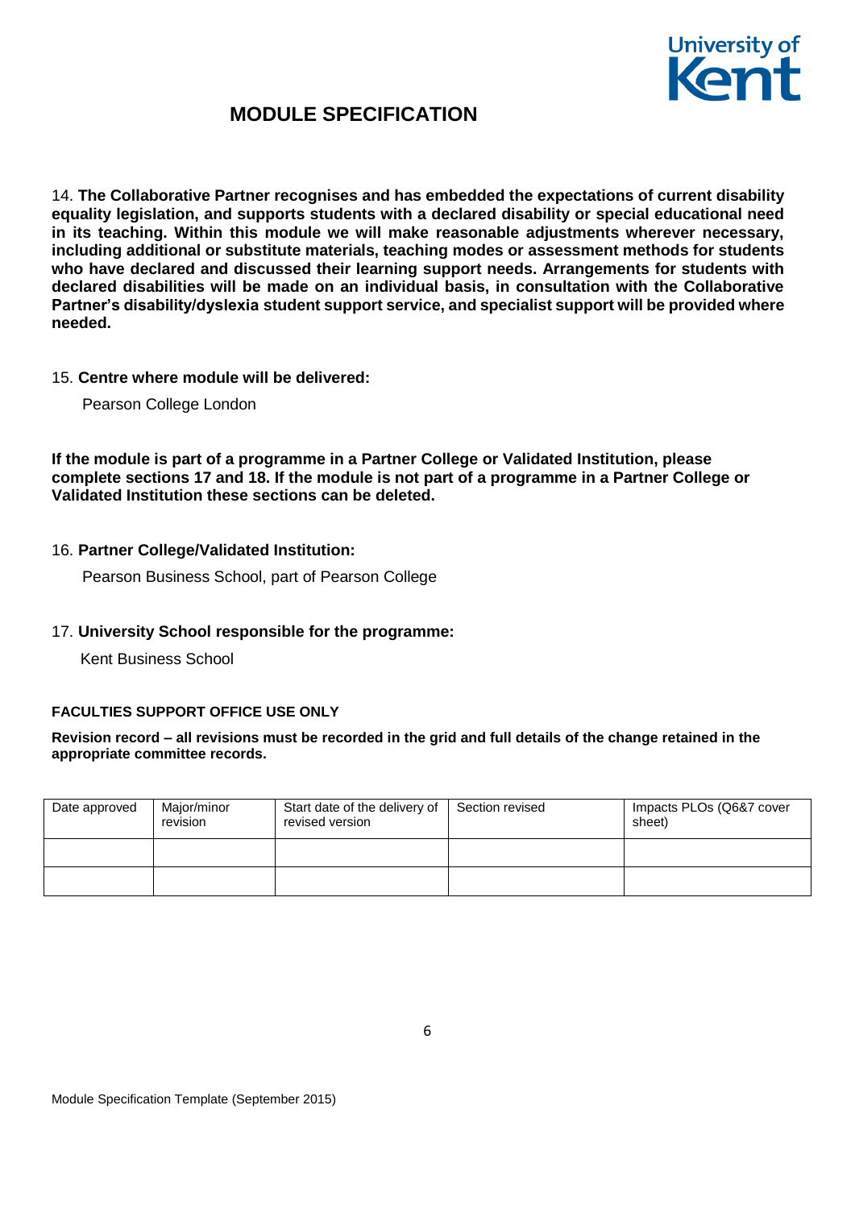# MODULE SPECIFICATION

14. **The Collaborative Partner recognises and has embedded the expectations of current disability equality legislation, and supports students with a declared disability or special educational need in its teaching. Within this module we will make reasonable adjustments wherever necessary, including additional or substitute materials, teaching modes or assessment methods for students who have declared and discussed their learning support needs. Arrangements for students with declared disabilities will be made on an individual basis, in consultation with the Collaborative Partner's disability/dyslexia student support service, and specialist support will be provided where needed.**

15. **Centre where module will be delivered:**

Pearson College London

**If the module is part of a programme in a Partner College or Validated Institution, please complete sections 17 and 18. If the module is not part of a programme in a Partner College or Validated Institution these sections can be deleted.**

16. **Partner College/Validated Institution:**

Pearson Business School, part of Pearson College

17. **University School responsible for the programme:**

Kent Business School

**FACULTIES SUPPORT OFFICE USE ONLY**

**Revision record – all revisions must be recorded in the grid and full details of the change retained in the appropriate committee records.**

| Date approved | Major/minor revision | Start date of the delivery of revised version | Section revised | Impacts PLOs (Q6&7 cover sheet) |
|---|---|---|---|---|
| | | | | |
| | | | | |

Module Specification Template (September 2015)